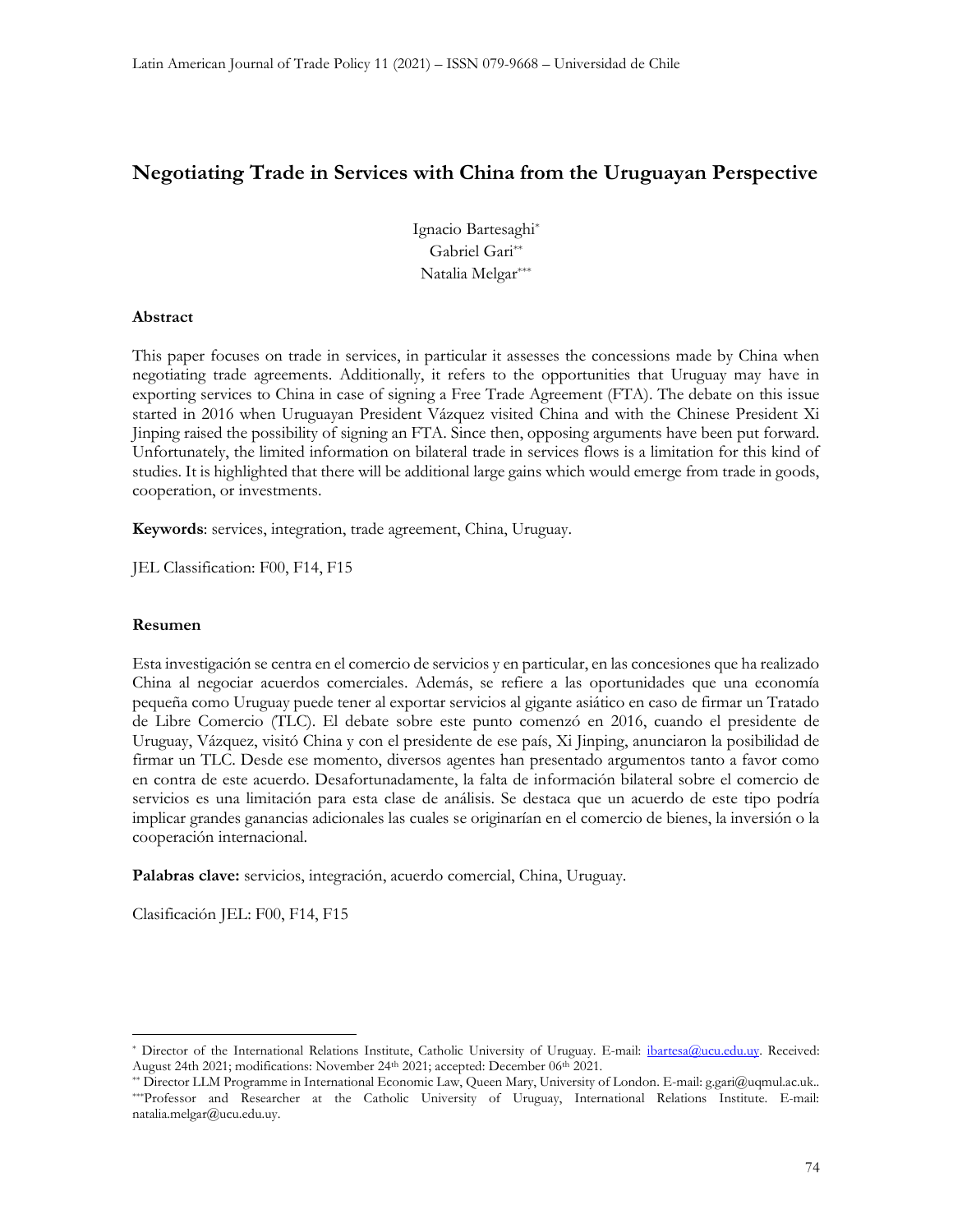# Negotiating Trade in Services with China from the Uruguayan Perspective

Ignacio Bartesaghi[*]
Gabriel Gari[**]
Natalia Melgar[***]

### Abstract

This paper focuses on trade in services, in particular it assesses the concessions made by China when negotiating trade agreements. Additionally, it refers to the opportunities that Uruguay may have in exporting services to China in case of signing a Free Trade Agreement (FTA). The debate on this issue started in 2016 when Uruguayan President Vázquez visited China and with the Chinese President Xi Jinping raised the possibility of signing an FTA. Since then, opposing arguments have been put forward. Unfortunately, the limited information on bilateral trade in services flows is a limitation for this kind of studies. It is highlighted that there will be additional large gains which would emerge from trade in goods, cooperation, or investments.

**Keywords**: services, integration, trade agreement, China, Uruguay.

JEL Classification: F00, F14, F15

### Resumen

Esta investigación se centra en el comercio de servicios y en particular, en las concesiones que ha realizado China al negociar acuerdos comerciales. Además, se refiere a las oportunidades que una economía pequeña como Uruguay puede tener al exportar servicios al gigante asiático en caso de firmar un Tratado de Libre Comercio (TLC). El debate sobre este punto comenzó en 2016, cuando el presidente de Uruguay, Vázquez, visitó China y con el presidente de ese país, Xi Jinping, anunciaron la posibilidad de firmar un TLC. Desde ese momento, diversos agentes han presentado argumentos tanto a favor como en contra de este acuerdo. Desafortunadamente, la falta de información bilateral sobre el comercio de servicios es una limitación para esta clase de análisis. Se destaca que un acuerdo de este tipo podría implicar grandes ganancias adicionales las cuales se originarían en el comercio de bienes, la inversión o la cooperación internacional.

**Palabras clave:** servicios, integración, acuerdo comercial, China, Uruguay.

Clasificación JEL: F00, F14, F15

---

[*] Director of the International Relations Institute, Catholic University of Uruguay. E-mail: ibartesa@ucu.edu.uy. Received: August 24th 2021; modifications: November 24th 2021; accepted: December 06th 2021.

[**] Director LLM Programme in International Economic Law, Queen Mary, University of London. E-mail: g.gari@uqmul.ac.uk..

[***] Professor and Researcher at the Catholic University of Uruguay, International Relations Institute. E-mail: natalia.melgar@ucu.edu.uy.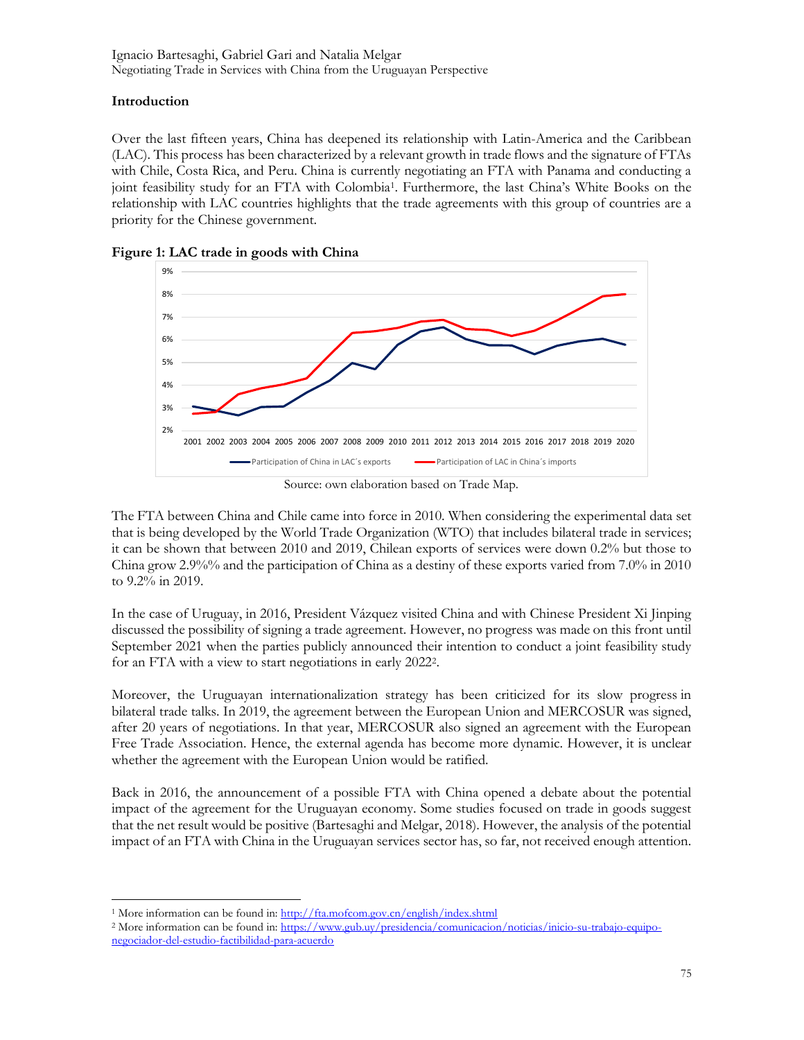## Introduction

Over the last fifteen years, China has deepened its relationship with Latin-America and the Caribbean (LAC). This process has been characterized by a relevant growth in trade flows and the signature of FTAs with Chile, Costa Rica, and Peru. China is currently negotiating an FTA with Panama and conducting a joint feasibility study for an FTA with Colombia[1]. Furthermore, the last China's White Books on the relationship with LAC countries highlights that the trade agreements with this group of countries are a priority for the Chinese government.

**Figure 1: LAC trade in goods with China**

Source: own elaboration based on Trade Map.

The FTA between China and Chile came into force in 2010. When considering the experimental data set that is being developed by the World Trade Organization (WTO) that includes bilateral trade in services; it can be shown that between 2010 and 2019, Chilean exports of services were down 0.2% but those to China grow 2.9%% and the participation of China as a destiny of these exports varied from 7.0% in 2010 to 9.2% in 2019.

In the case of Uruguay, in 2016, President Vázquez visited China and with Chinese President Xi Jinping discussed the possibility of signing a trade agreement. However, no progress was made on this front until September 2021 when the parties publicly announced their intention to conduct a joint feasibility study for an FTA with a view to start negotiations in early 2022[2].

Moreover, the Uruguayan internationalization strategy has been criticized for its slow progress in bilateral trade talks. In 2019, the agreement between the European Union and MERCOSUR was signed, after 20 years of negotiations. In that year, MERCOSUR also signed an agreement with the European Free Trade Association. Hence, the external agenda has become more dynamic. However, it is unclear whether the agreement with the European Union would be ratified.

Back in 2016, the announcement of a possible FTA with China opened a debate about the potential impact of the agreement for the Uruguayan economy. Some studies focused on trade in goods suggest that the net result would be positive (Bartesaghi and Melgar, 2018). However, the analysis of the potential impact of an FTA with China in the Uruguayan services sector has, so far, not received enough attention.

[1] More information can be found in: http://fta.mofcom.gov.cn/english/index.shtml

[2] More information can be found in: https://www.gub.uy/presidencia/comunicacion/noticias/inicio-su-trabajo-equipo-negociador-del-estudio-factibilidad-para-acuerdo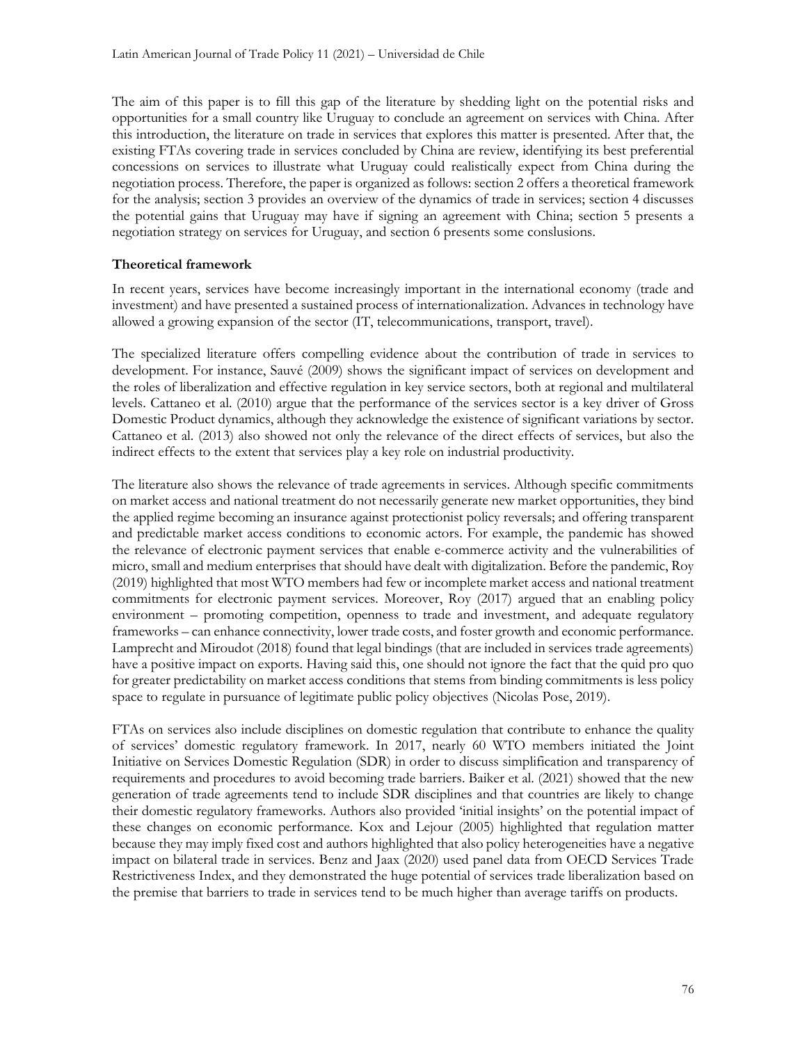The aim of this paper is to fill this gap of the literature by shedding light on the potential risks and opportunities for a small country like Uruguay to conclude an agreement on services with China. After this introduction, the literature on trade in services that explores this matter is presented. After that, the existing FTAs covering trade in services concluded by China are review, identifying its best preferential concessions on services to illustrate what Uruguay could realistically expect from China during the negotiation process. Therefore, the paper is organized as follows: section 2 offers a theoretical framework for the analysis; section 3 provides an overview of the dynamics of trade in services; section 4 discusses the potential gains that Uruguay may have if signing an agreement with China; section 5 presents a negotiation strategy on services for Uruguay, and section 6 presents some conslusions.

## Theoretical framework

In recent years, services have become increasingly important in the international economy (trade and investment) and have presented a sustained process of internationalization. Advances in technology have allowed a growing expansion of the sector (IT, telecommunications, transport, travel).

The specialized literature offers compelling evidence about the contribution of trade in services to development. For instance, Sauvé (2009) shows the significant impact of services on development and the roles of liberalization and effective regulation in key service sectors, both at regional and multilateral levels. Cattaneo et al. (2010) argue that the performance of the services sector is a key driver of Gross Domestic Product dynamics, although they acknowledge the existence of significant variations by sector. Cattaneo et al. (2013) also showed not only the relevance of the direct effects of services, but also the indirect effects to the extent that services play a key role on industrial productivity.

The literature also shows the relevance of trade agreements in services. Although specific commitments on market access and national treatment do not necessarily generate new market opportunities, they bind the applied regime becoming an insurance against protectionist policy reversals; and offering transparent and predictable market access conditions to economic actors. For example, the pandemic has showed the relevance of electronic payment services that enable e-commerce activity and the vulnerabilities of micro, small and medium enterprises that should have dealt with digitalization. Before the pandemic, Roy (2019) highlighted that most WTO members had few or incomplete market access and national treatment commitments for electronic payment services. Moreover, Roy (2017) argued that an enabling policy environment – promoting competition, openness to trade and investment, and adequate regulatory frameworks – can enhance connectivity, lower trade costs, and foster growth and economic performance. Lamprecht and Miroudot (2018) found that legal bindings (that are included in services trade agreements) have a positive impact on exports. Having said this, one should not ignore the fact that the quid pro quo for greater predictability on market access conditions that stems from binding commitments is less policy space to regulate in pursuance of legitimate public policy objectives (Nicolas Pose, 2019).

FTAs on services also include disciplines on domestic regulation that contribute to enhance the quality of services' domestic regulatory framework. In 2017, nearly 60 WTO members initiated the Joint Initiative on Services Domestic Regulation (SDR) in order to discuss simplification and transparency of requirements and procedures to avoid becoming trade barriers. Baiker et al. (2021) showed that the new generation of trade agreements tend to include SDR disciplines and that countries are likely to change their domestic regulatory frameworks. Authors also provided 'initial insights' on the potential impact of these changes on economic performance. Kox and Lejour (2005) highlighted that regulation matter because they may imply fixed cost and authors highlighted that also policy heterogeneities have a negative impact on bilateral trade in services. Benz and Jaax (2020) used panel data from OECD Services Trade Restrictiveness Index, and they demonstrated the huge potential of services trade liberalization based on the premise that barriers to trade in services tend to be much higher than average tariffs on products.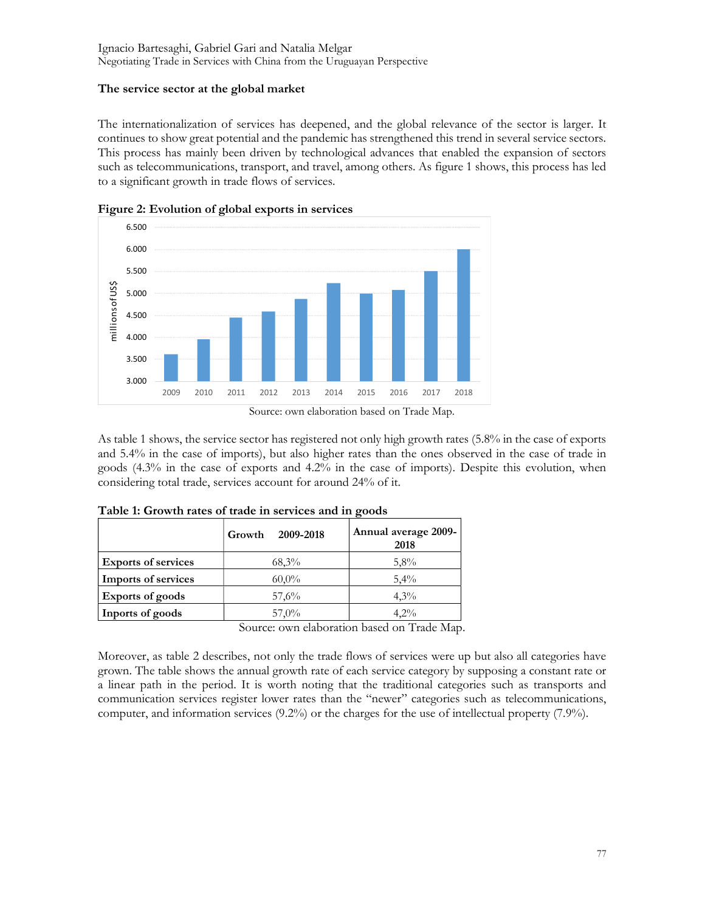### The service sector at the global market

The internationalization of services has deepened, and the global relevance of the sector is larger. It continues to show great potential and the pandemic has strengthened this trend in several service sectors. This process has mainly been driven by technological advances that enabled the expansion of sectors such as telecommunications, transport, and travel, among others. As figure 1 shows, this process has led to a significant growth in trade flows of services.

**Figure 2: Evolution of global exports in services**

Source: own elaboration based on Trade Map.

As table 1 shows, the service sector has registered not only high growth rates (5.8% in the case of exports and 5.4% in the case of imports), but also higher rates than the ones observed in the case of trade in goods (4.3% in the case of exports and 4.2% in the case of imports). Despite this evolution, when considering total trade, services account for around 24% of it.

**Table 1: Growth rates of trade in services and in goods**

| | Growth 2009-2018 | Annual average 2009-2018 |
|---|---|---|
| **Exports of services** | 68,3% | 5,8% |
| **Imports of services** | 60,0% | 5,4% |
| **Exports of goods** | 57,6% | 4,3% |
| **Inports of goods** | 57,0% | 4,2% |

Source: own elaboration based on Trade Map.

Moreover, as table 2 describes, not only the trade flows of services were up but also all categories have grown. The table shows the annual growth rate of each service category by supposing a constant rate or a linear path in the period. It is worth noting that the traditional categories such as transports and communication services register lower rates than the "newer" categories such as telecommunications, computer, and information services (9.2%) or the charges for the use of intellectual property (7.9%).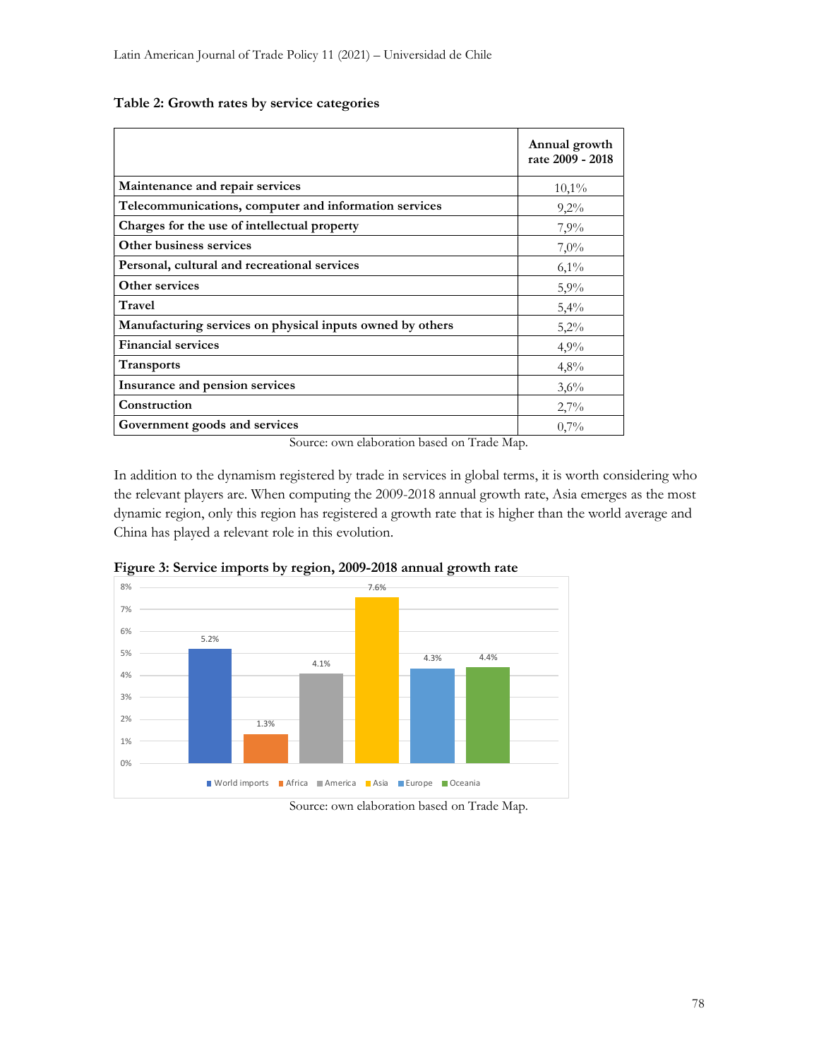**Table 2: Growth rates by service categories**

| | Annual growth rate 2009 - 2018 |
|---|---|
| **Maintenance and repair services** | 10,1% |
| **Telecommunications, computer and information services** | 9,2% |
| **Charges for the use of intellectual property** | 7,9% |
| **Other business services** | 7,0% |
| **Personal, cultural and recreational services** | 6,1% |
| **Other services** | 5,9% |
| **Travel** | 5,4% |
| **Manufacturing services on physical inputs owned by others** | 5,2% |
| **Financial services** | 4,9% |
| **Transports** | 4,8% |
| **Insurance and pension services** | 3,6% |
| **Construction** | 2,7% |
| **Government goods and services** | 0,7% |

Source: own elaboration based on Trade Map.

In addition to the dynamism registered by trade in services in global terms, it is worth considering who the relevant players are. When computing the 2009-2018 annual growth rate, Asia emerges as the most dynamic region, only this region has registered a growth rate that is higher than the world average and China has played a relevant role in this evolution.

**Figure 3: Service imports by region, 2009-2018 annual growth rate**

| World imports | Africa | America | Asia | Europe | Oceania |
|---|---|---|---|---|---|
| 5.2% | 1.3% | 4.1% | 7.6% | 4.3% | 4.4% |

Source: own elaboration based on Trade Map.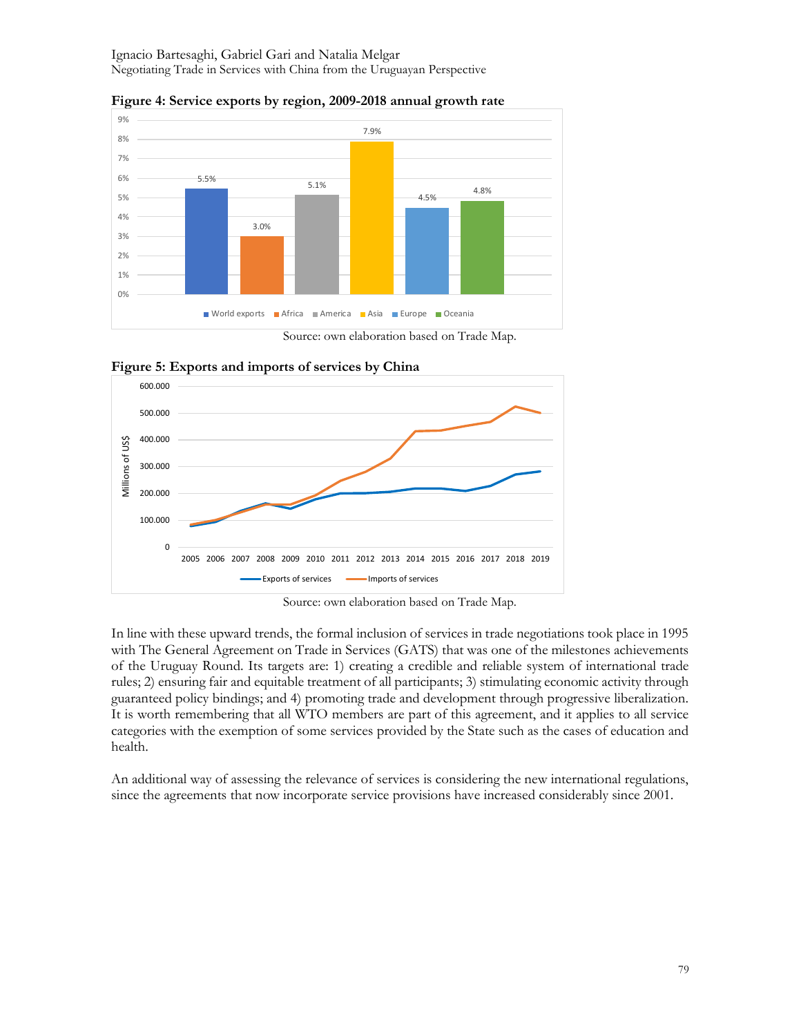**Figure 4: Service exports by region, 2009-2018 annual growth rate**

Source: own elaboration based on Trade Map.

**Figure 5: Exports and imports of services by China**

Source: own elaboration based on Trade Map.

In line with these upward trends, the formal inclusion of services in trade negotiations took place in 1995 with The General Agreement on Trade in Services (GATS) that was one of the milestones achievements of the Uruguay Round. Its targets are: 1) creating a credible and reliable system of international trade rules; 2) ensuring fair and equitable treatment of all participants; 3) stimulating economic activity through guaranteed policy bindings; and 4) promoting trade and development through progressive liberalization. It is worth remembering that all WTO members are part of this agreement, and it applies to all service categories with the exemption of some services provided by the State such as the cases of education and health.

An additional way of assessing the relevance of services is considering the new international regulations, since the agreements that now incorporate service provisions have increased considerably since 2001.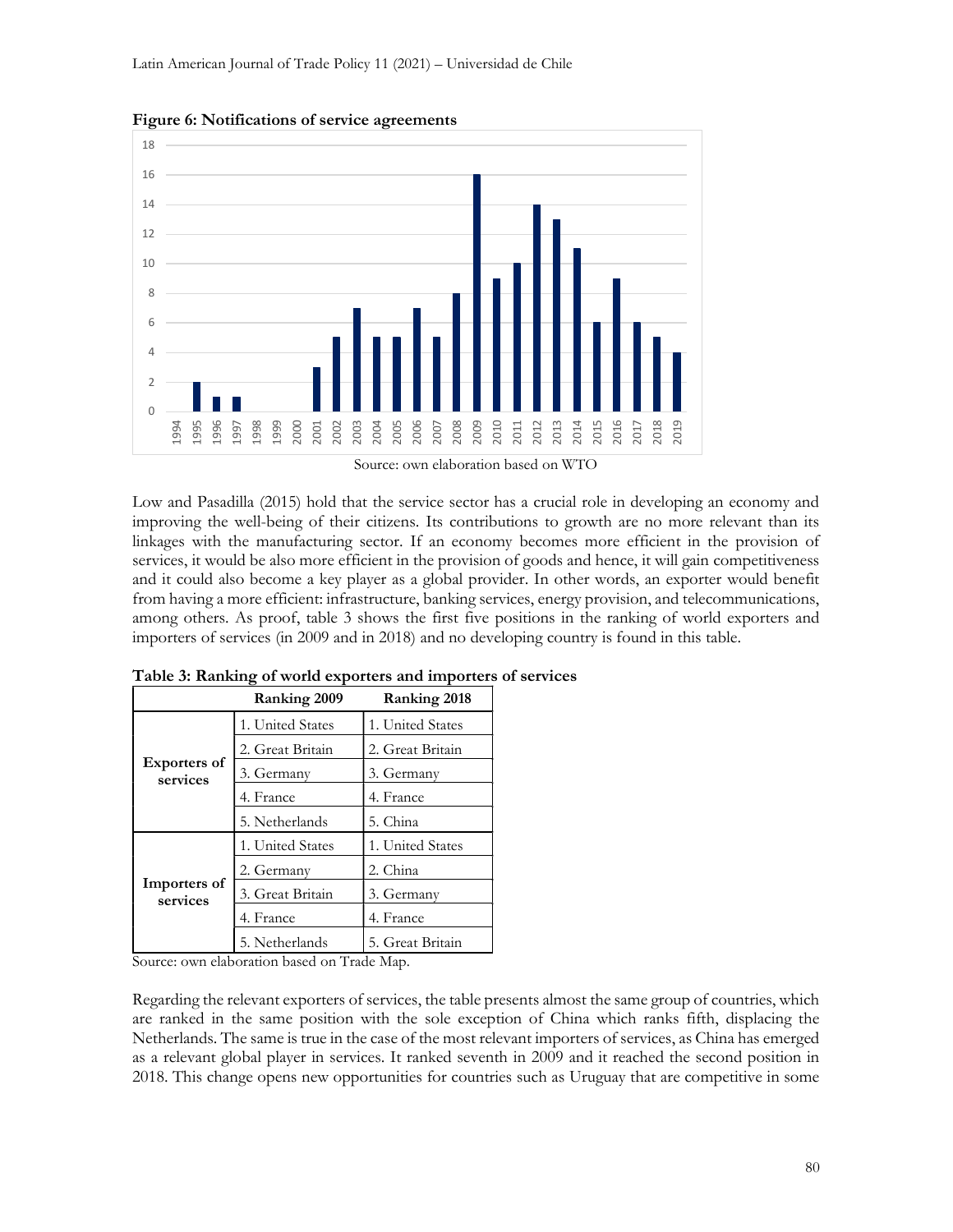**Figure 6: Notifications of service agreements**

| Year | Notifications |
|---|---|
| 1994 | 0 |
| 1995 | 2 |
| 1996 | 1 |
| 1997 | 1 |
| 1998 | 0 |
| 1999 | 0 |
| 2000 | 0 |
| 2001 | 3 |
| 2002 | 5 |
| 2003 | 7 |
| 2004 | 5 |
| 2005 | 5 |
| 2006 | 7 |
| 2007 | 5 |
| 2008 | 8 |
| 2009 | 16 |
| 2010 | 9 |
| 2011 | 10 |
| 2012 | 14 |
| 2013 | 13 |
| 2014 | 11 |
| 2015 | 6 |
| 2016 | 9 |
| 2017 | 6 |
| 2018 | 5 |
| 2019 | 4 |

Source: own elaboration based on WTO

Low and Pasadilla (2015) hold that the service sector has a crucial role in developing an economy and improving the well-being of their citizens. Its contributions to growth are no more relevant than its linkages with the manufacturing sector. If an economy becomes more efficient in the provision of services, it would be also more efficient in the provision of goods and hence, it will gain competitiveness and it could also become a key player as a global provider. In other words, an exporter would benefit from having a more efficient: infrastructure, banking services, energy provision, and telecommunications, among others. As proof, table 3 shows the first five positions in the ranking of world exporters and importers of services (in 2009 and in 2018) and no developing country is found in this table.

**Table 3: Ranking of world exporters and importers of services**

| | Ranking 2009 | Ranking 2018 |
|---|---|---|
| **Exporters of services** | 1. United States | 1. United States |
| | 2. Great Britain | 2. Great Britain |
| | 3. Germany | 3. Germany |
| | 4. France | 4. France |
| | 5. Netherlands | 5. China |
| **Importers of services** | 1. United States | 1. United States |
| | 2. Germany | 2. China |
| | 3. Great Britain | 3. Germany |
| | 4. France | 4. France |
| | 5. Netherlands | 5. Great Britain |

Source: own elaboration based on Trade Map.

Regarding the relevant exporters of services, the table presents almost the same group of countries, which are ranked in the same position with the sole exception of China which ranks fifth, displacing the Netherlands. The same is true in the case of the most relevant importers of services, as China has emerged as a relevant global player in services. It ranked seventh in 2009 and it reached the second position in 2018. This change opens new opportunities for countries such as Uruguay that are competitive in some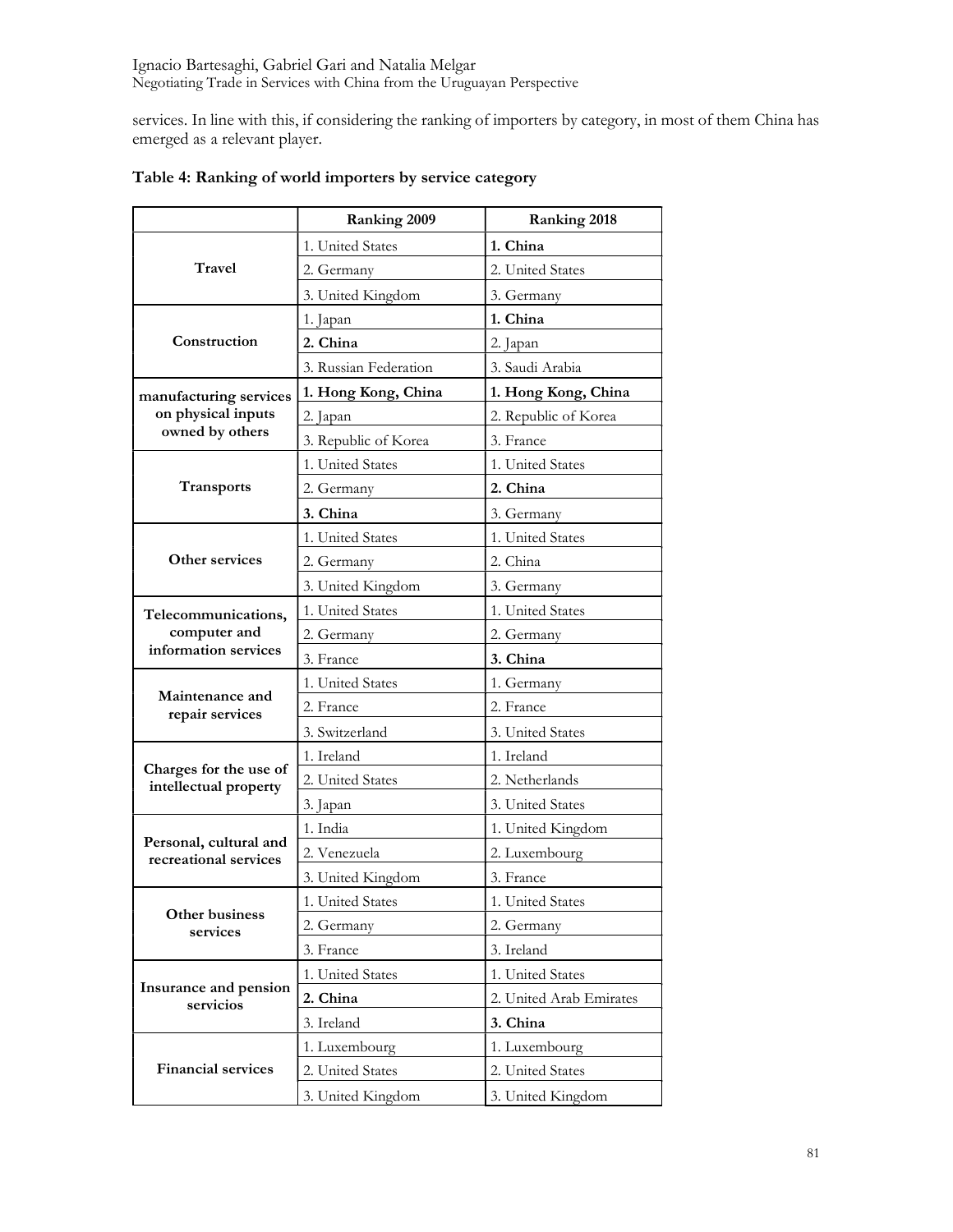services. In line with this, if considering the ranking of importers by category, in most of them China has emerged as a relevant player.

**Table 4: Ranking of world importers by service category**

| | Ranking 2009 | Ranking 2018 |
|---|---|---|
| **Travel** | 1. United States | **1. China** |
| | 2. Germany | 2. United States |
| | 3. United Kingdom | 3. Germany |
| **Construction** | 1. Japan | **1. China** |
| | **2. China** | 2. Japan |
| | 3. Russian Federation | 3. Saudi Arabia |
| **manufacturing services on physical inputs owned by others** | **1. Hong Kong, China** | **1. Hong Kong, China** |
| | 2. Japan | 2. Republic of Korea |
| | 3. Republic of Korea | 3. France |
| **Transports** | 1. United States | 1. United States |
| | 2. Germany | **2. China** |
| | **3. China** | 3. Germany |
| **Other services** | 1. United States | 1. United States |
| | 2. Germany | 2. China |
| | 3. United Kingdom | 3. Germany |
| **Telecommunications, computer and information services** | 1. United States | 1. United States |
| | 2. Germany | 2. Germany |
| | 3. France | **3. China** |
| **Maintenance and repair services** | 1. United States | 1. Germany |
| | 2. France | 2. France |
| | 3. Switzerland | 3. United States |
| **Charges for the use of intellectual property** | 1. Ireland | 1. Ireland |
| | 2. United States | 2. Netherlands |
| | 3. Japan | 3. United States |
| **Personal, cultural and recreational services** | 1. India | 1. United Kingdom |
| | 2. Venezuela | 2. Luxembourg |
| | 3. United Kingdom | 3. France |
| **Other business services** | 1. United States | 1. United States |
| | 2. Germany | 2. Germany |
| | 3. France | 3. Ireland |
| **Insurance and pension servicios** | 1. United States | 1. United States |
| | **2. China** | 2. United Arab Emirates |
| | 3. Ireland | **3. China** |
| **Financial services** | 1. Luxembourg | 1. Luxembourg |
| | 2. United States | 2. United States |
| | 3. United Kingdom | 3. United Kingdom |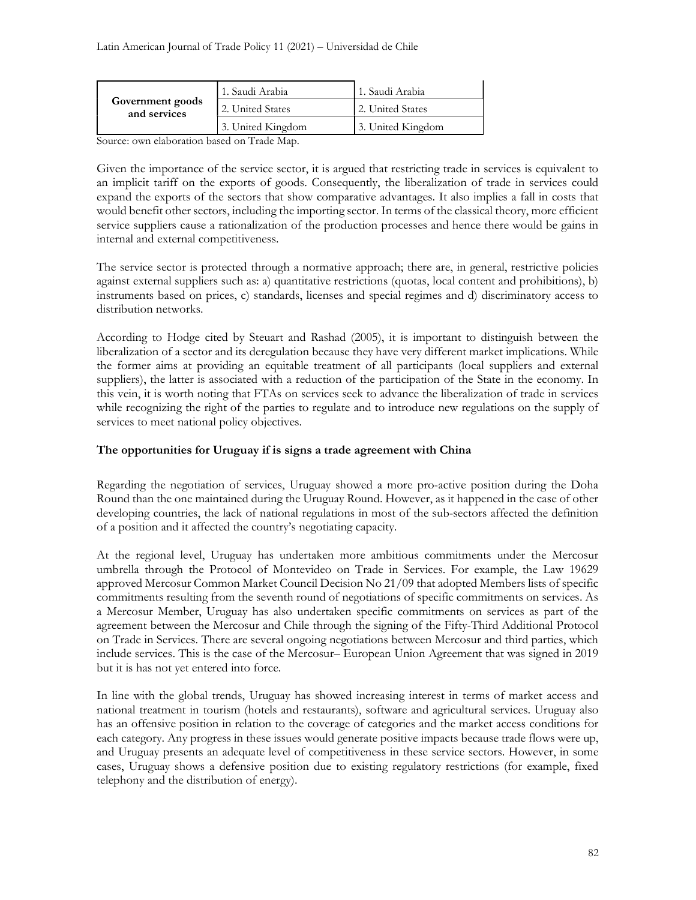| Government goods and services | 1. Saudi Arabia | 1. Saudi Arabia |
|---|---|---|
| | 2. United States | 2. United States |
| | 3. United Kingdom | 3. United Kingdom |

Source: own elaboration based on Trade Map.

Given the importance of the service sector, it is argued that restricting trade in services is equivalent to an implicit tariff on the exports of goods. Consequently, the liberalization of trade in services could expand the exports of the sectors that show comparative advantages. It also implies a fall in costs that would benefit other sectors, including the importing sector. In terms of the classical theory, more efficient service suppliers cause a rationalization of the production processes and hence there would be gains in internal and external competitiveness.

The service sector is protected through a normative approach; there are, in general, restrictive policies against external suppliers such as: a) quantitative restrictions (quotas, local content and prohibitions), b) instruments based on prices, c) standards, licenses and special regimes and d) discriminatory access to distribution networks.

According to Hodge cited by Steuart and Rashad (2005), it is important to distinguish between the liberalization of a sector and its deregulation because they have very different market implications. While the former aims at providing an equitable treatment of all participants (local suppliers and external suppliers), the latter is associated with a reduction of the participation of the State in the economy. In this vein, it is worth noting that FTAs on services seek to advance the liberalization of trade in services while recognizing the right of the parties to regulate and to introduce new regulations on the supply of services to meet national policy objectives.

**The opportunities for Uruguay if is signs a trade agreement with China**

Regarding the negotiation of services, Uruguay showed a more pro-active position during the Doha Round than the one maintained during the Uruguay Round. However, as it happened in the case of other developing countries, the lack of national regulations in most of the sub-sectors affected the definition of a position and it affected the country's negotiating capacity.

At the regional level, Uruguay has undertaken more ambitious commitments under the Mercosur umbrella through the Protocol of Montevideo on Trade in Services. For example, the Law 19629 approved Mercosur Common Market Council Decision No 21/09 that adopted Members lists of specific commitments resulting from the seventh round of negotiations of specific commitments on services. As a Mercosur Member, Uruguay has also undertaken specific commitments on services as part of the agreement between the Mercosur and Chile through the signing of the Fifty-Third Additional Protocol on Trade in Services. There are several ongoing negotiations between Mercosur and third parties, which include services. This is the case of the Mercosur– European Union Agreement that was signed in 2019 but it is has not yet entered into force.

In line with the global trends, Uruguay has showed increasing interest in terms of market access and national treatment in tourism (hotels and restaurants), software and agricultural services. Uruguay also has an offensive position in relation to the coverage of categories and the market access conditions for each category. Any progress in these issues would generate positive impacts because trade flows were up, and Uruguay presents an adequate level of competitiveness in these service sectors. However, in some cases, Uruguay shows a defensive position due to existing regulatory restrictions (for example, fixed telephony and the distribution of energy).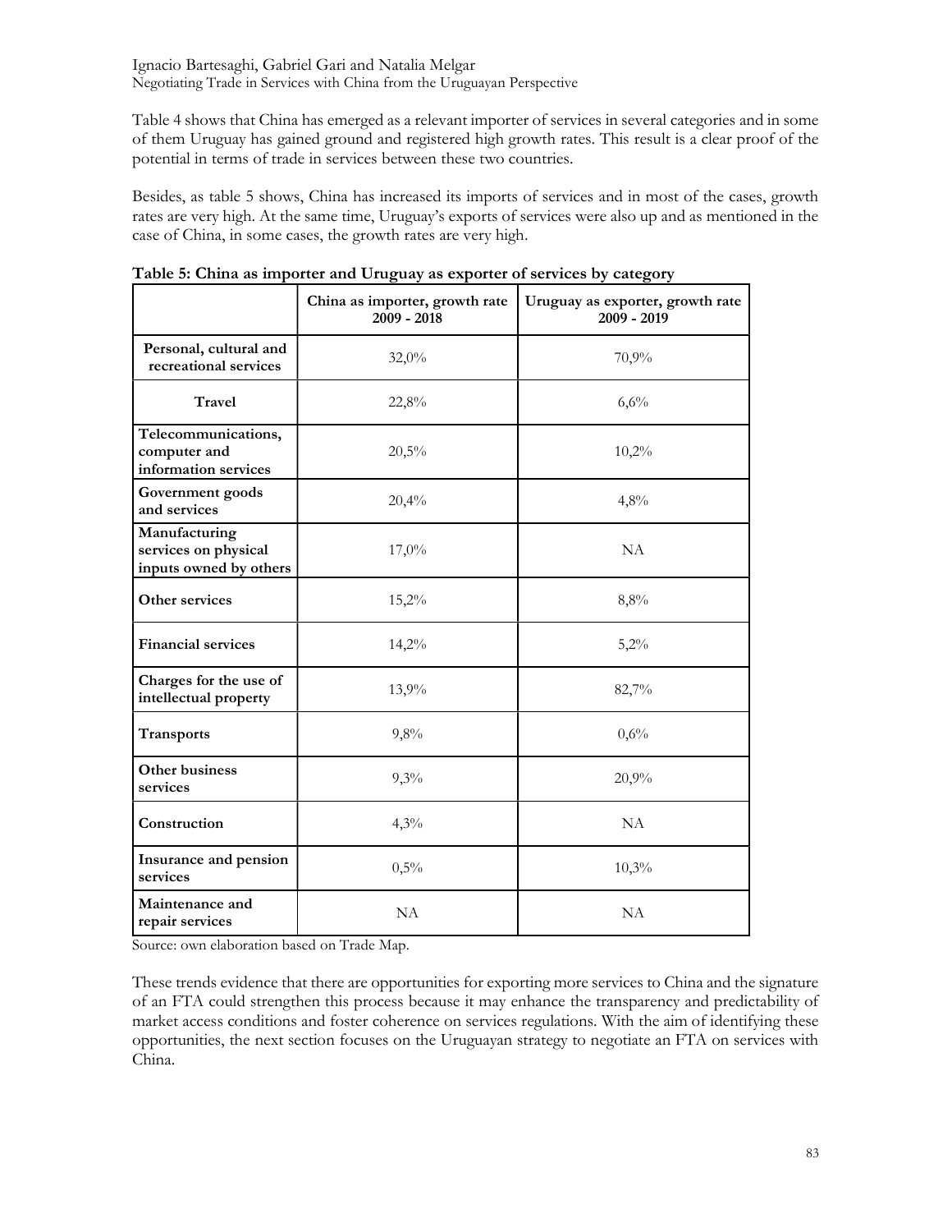Table 4 shows that China has emerged as a relevant importer of services in several categories and in some of them Uruguay has gained ground and registered high growth rates. This result is a clear proof of the potential in terms of trade in services between these two countries.

Besides, as table 5 shows, China has increased its imports of services and in most of the cases, growth rates are very high. At the same time, Uruguay's exports of services were also up and as mentioned in the case of China, in some cases, the growth rates are very high.

**Table 5: China as importer and Uruguay as exporter of services by category**

| | China as importer, growth rate 2009 - 2018 | Uruguay as exporter, growth rate 2009 - 2019 |
|---|---|---|
| **Personal, cultural and recreational services** | 32,0% | 70,9% |
| **Travel** | 22,8% | 6,6% |
| **Telecommunications, computer and information services** | 20,5% | 10,2% |
| **Government goods and services** | 20,4% | 4,8% |
| **Manufacturing services on physical inputs owned by others** | 17,0% | NA |
| **Other services** | 15,2% | 8,8% |
| **Financial services** | 14,2% | 5,2% |
| **Charges for the use of intellectual property** | 13,9% | 82,7% |
| **Transports** | 9,8% | 0,6% |
| **Other business services** | 9,3% | 20,9% |
| **Construction** | 4,3% | NA |
| **Insurance and pension services** | 0,5% | 10,3% |
| **Maintenance and repair services** | NA | NA |

Source: own elaboration based on Trade Map.

These trends evidence that there are opportunities for exporting more services to China and the signature of an FTA could strengthen this process because it may enhance the transparency and predictability of market access conditions and foster coherence on services regulations. With the aim of identifying these opportunities, the next section focuses on the Uruguayan strategy to negotiate an FTA on services with China.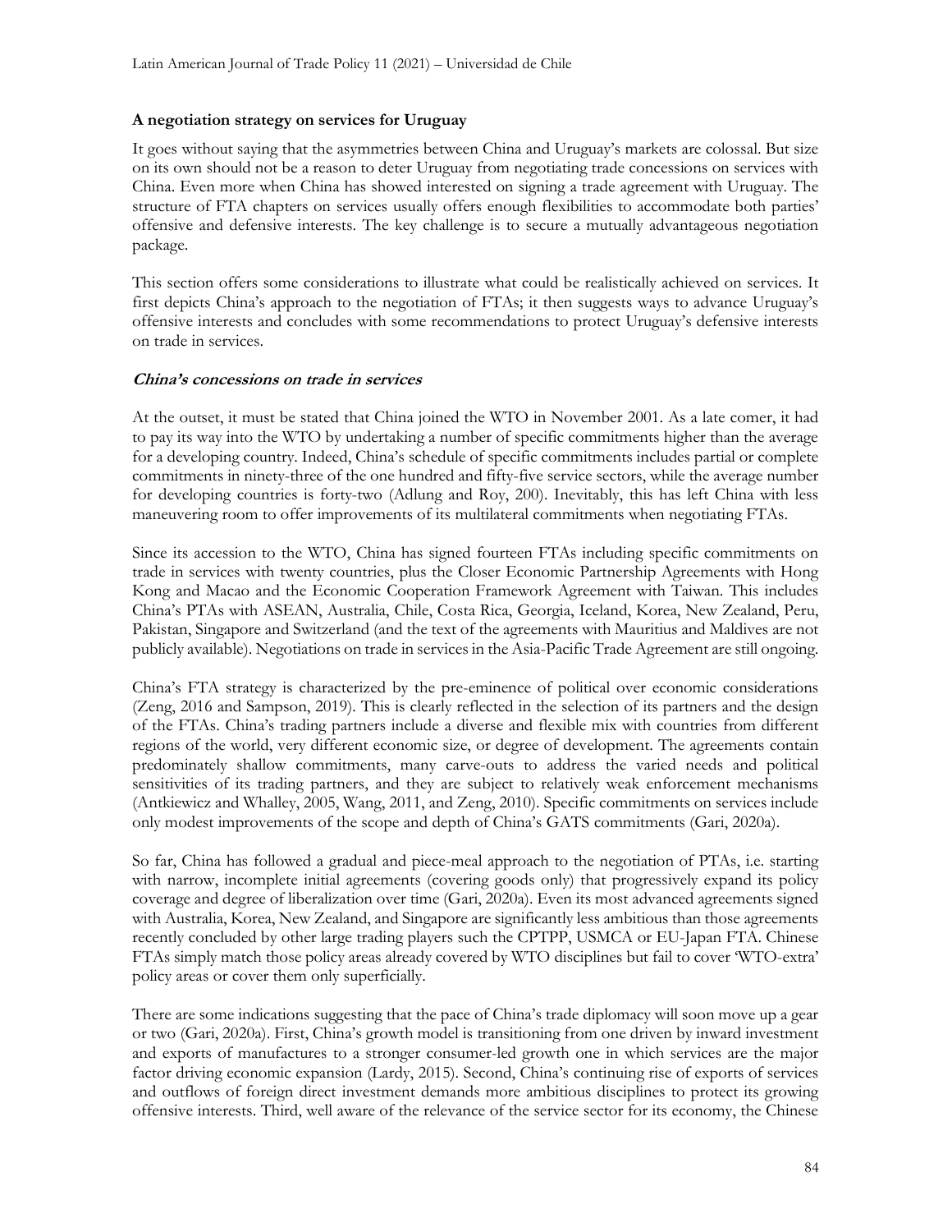**A negotiation strategy on services for Uruguay**

It goes without saying that the asymmetries between China and Uruguay's markets are colossal. But size on its own should not be a reason to deter Uruguay from negotiating trade concessions on services with China. Even more when China has showed interested on signing a trade agreement with Uruguay. The structure of FTA chapters on services usually offers enough flexibilities to accommodate both parties' offensive and defensive interests. The key challenge is to secure a mutually advantageous negotiation package.

This section offers some considerations to illustrate what could be realistically achieved on services. It first depicts China's approach to the negotiation of FTAs; it then suggests ways to advance Uruguay's offensive interests and concludes with some recommendations to protect Uruguay's defensive interests on trade in services.

***China's concessions on trade in services***

At the outset, it must be stated that China joined the WTO in November 2001. As a late comer, it had to pay its way into the WTO by undertaking a number of specific commitments higher than the average for a developing country. Indeed, China's schedule of specific commitments includes partial or complete commitments in ninety-three of the one hundred and fifty-five service sectors, while the average number for developing countries is forty-two (Adlung and Roy, 200). Inevitably, this has left China with less maneuvering room to offer improvements of its multilateral commitments when negotiating FTAs.

Since its accession to the WTO, China has signed fourteen FTAs including specific commitments on trade in services with twenty countries, plus the Closer Economic Partnership Agreements with Hong Kong and Macao and the Economic Cooperation Framework Agreement with Taiwan. This includes China's PTAs with ASEAN, Australia, Chile, Costa Rica, Georgia, Iceland, Korea, New Zealand, Peru, Pakistan, Singapore and Switzerland (and the text of the agreements with Mauritius and Maldives are not publicly available). Negotiations on trade in services in the Asia-Pacific Trade Agreement are still ongoing.

China's FTA strategy is characterized by the pre-eminence of political over economic considerations (Zeng, 2016 and Sampson, 2019). This is clearly reflected in the selection of its partners and the design of the FTAs. China's trading partners include a diverse and flexible mix with countries from different regions of the world, very different economic size, or degree of development. The agreements contain predominately shallow commitments, many carve-outs to address the varied needs and political sensitivities of its trading partners, and they are subject to relatively weak enforcement mechanisms (Antkiewicz and Whalley, 2005, Wang, 2011, and Zeng, 2010). Specific commitments on services include only modest improvements of the scope and depth of China's GATS commitments (Gari, 2020a).

So far, China has followed a gradual and piece-meal approach to the negotiation of PTAs, i.e. starting with narrow, incomplete initial agreements (covering goods only) that progressively expand its policy coverage and degree of liberalization over time (Gari, 2020a). Even its most advanced agreements signed with Australia, Korea, New Zealand, and Singapore are significantly less ambitious than those agreements recently concluded by other large trading players such the CPTPP, USMCA or EU-Japan FTA. Chinese FTAs simply match those policy areas already covered by WTO disciplines but fail to cover 'WTO-extra' policy areas or cover them only superficially.

There are some indications suggesting that the pace of China's trade diplomacy will soon move up a gear or two (Gari, 2020a). First, China's growth model is transitioning from one driven by inward investment and exports of manufactures to a stronger consumer-led growth one in which services are the major factor driving economic expansion (Lardy, 2015). Second, China's continuing rise of exports of services and outflows of foreign direct investment demands more ambitious disciplines to protect its growing offensive interests. Third, well aware of the relevance of the service sector for its economy, the Chinese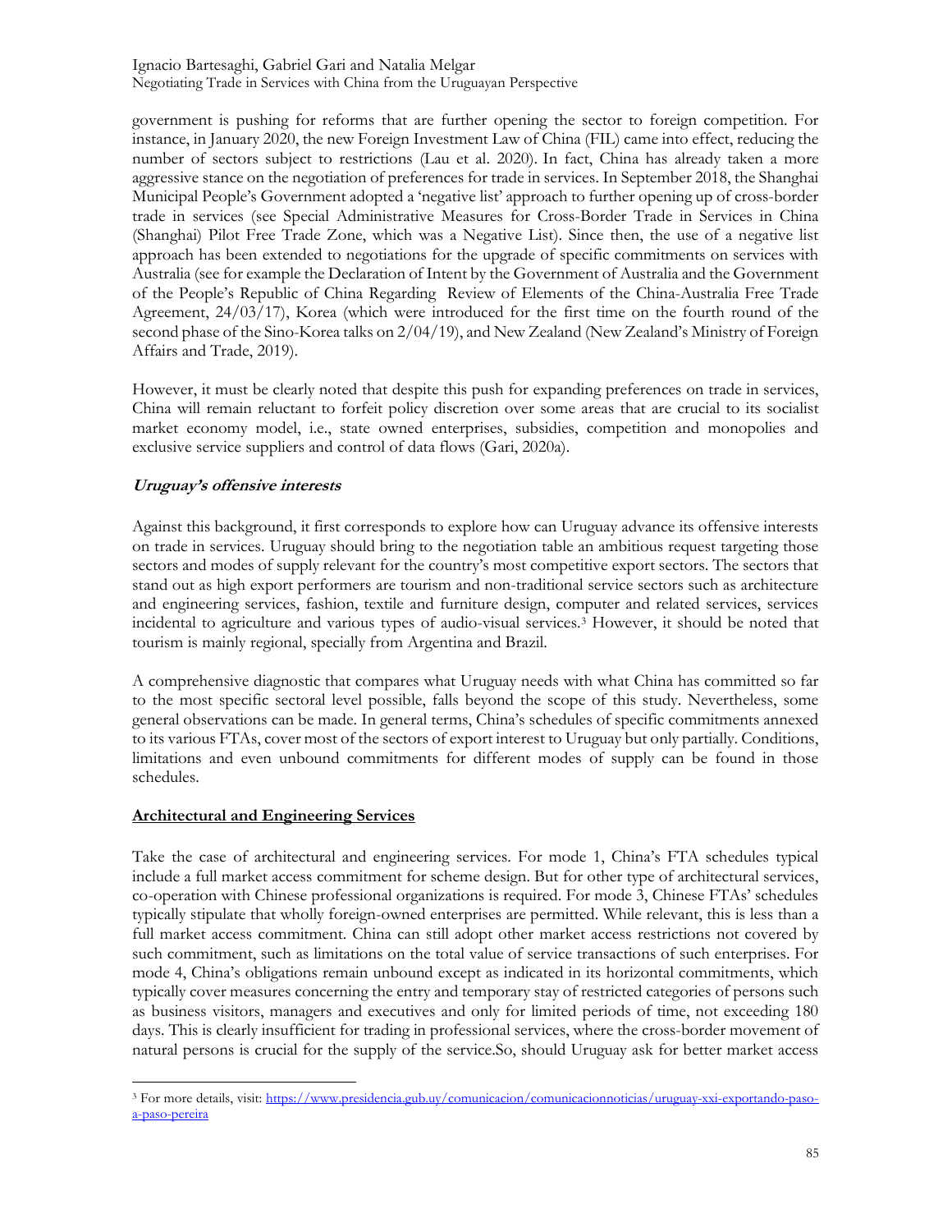government is pushing for reforms that are further opening the sector to foreign competition. For instance, in January 2020, the new Foreign Investment Law of China (FIL) came into effect, reducing the number of sectors subject to restrictions (Lau et al. 2020). In fact, China has already taken a more aggressive stance on the negotiation of preferences for trade in services. In September 2018, the Shanghai Municipal People's Government adopted a 'negative list' approach to further opening up of cross-border trade in services (see Special Administrative Measures for Cross-Border Trade in Services in China (Shanghai) Pilot Free Trade Zone, which was a Negative List). Since then, the use of a negative list approach has been extended to negotiations for the upgrade of specific commitments on services with Australia (see for example the Declaration of Intent by the Government of Australia and the Government of the People's Republic of China Regarding Review of Elements of the China-Australia Free Trade Agreement, 24/03/17), Korea (which were introduced for the first time on the fourth round of the second phase of the Sino-Korea talks on 2/04/19), and New Zealand (New Zealand's Ministry of Foreign Affairs and Trade, 2019).

However, it must be clearly noted that despite this push for expanding preferences on trade in services, China will remain reluctant to forfeit policy discretion over some areas that are crucial to its socialist market economy model, i.e., state owned enterprises, subsidies, competition and monopolies and exclusive service suppliers and control of data flows (Gari, 2020a).

### *Uruguay's offensive interests*

Against this background, it first corresponds to explore how can Uruguay advance its offensive interests on trade in services. Uruguay should bring to the negotiation table an ambitious request targeting those sectors and modes of supply relevant for the country's most competitive export sectors. The sectors that stand out as high export performers are tourism and non-traditional service sectors such as architecture and engineering services, fashion, textile and furniture design, computer and related services, services incidental to agriculture and various types of audio-visual services.[3] However, it should be noted that tourism is mainly regional, specially from Argentina and Brazil.

A comprehensive diagnostic that compares what Uruguay needs with what China has committed so far to the most specific sectoral level possible, falls beyond the scope of this study. Nevertheless, some general observations can be made. In general terms, China's schedules of specific commitments annexed to its various FTAs, cover most of the sectors of export interest to Uruguay but only partially. Conditions, limitations and even unbound commitments for different modes of supply can be found in those schedules.

### Architectural and Engineering Services

Take the case of architectural and engineering services. For mode 1, China's FTA schedules typical include a full market access commitment for scheme design. But for other type of architectural services, co-operation with Chinese professional organizations is required. For mode 3, Chinese FTAs' schedules typically stipulate that wholly foreign-owned enterprises are permitted. While relevant, this is less than a full market access commitment. China can still adopt other market access restrictions not covered by such commitment, such as limitations on the total value of service transactions of such enterprises. For mode 4, China's obligations remain unbound except as indicated in its horizontal commitments, which typically cover measures concerning the entry and temporary stay of restricted categories of persons such as business visitors, managers and executives and only for limited periods of time, not exceeding 180 days. This is clearly insufficient for trading in professional services, where the cross-border movement of natural persons is crucial for the supply of the service.So, should Uruguay ask for better market access

---

[3] For more details, visit: https://www.presidencia.gub.uy/comunicacion/comunicacionnoticias/uruguay-xxi-exportando-paso-a-paso-pereira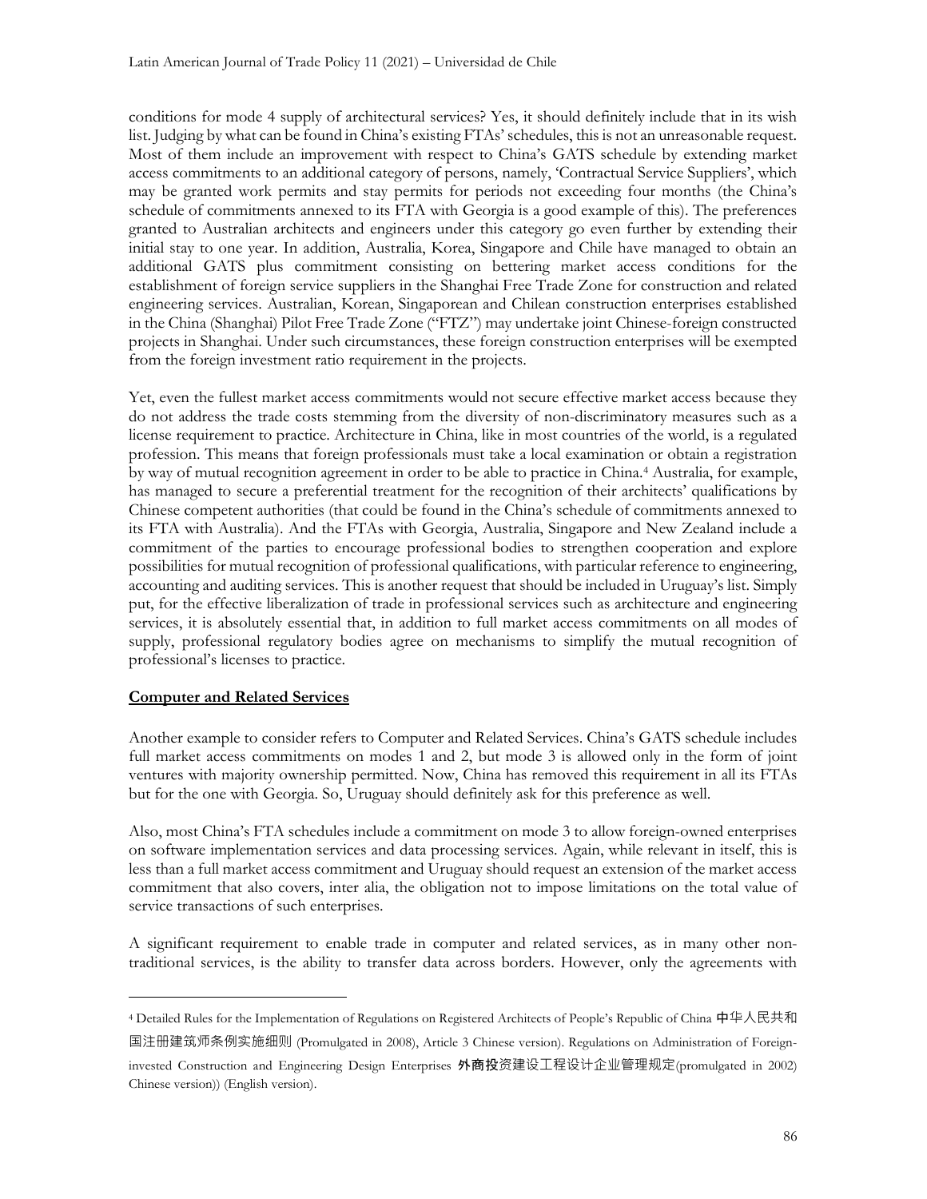conditions for mode 4 supply of architectural services? Yes, it should definitely include that in its wish list. Judging by what can be found in China's existing FTAs' schedules, this is not an unreasonable request. Most of them include an improvement with respect to China's GATS schedule by extending market access commitments to an additional category of persons, namely, 'Contractual Service Suppliers', which may be granted work permits and stay permits for periods not exceeding four months (the China's schedule of commitments annexed to its FTA with Georgia is a good example of this). The preferences granted to Australian architects and engineers under this category go even further by extending their initial stay to one year. In addition, Australia, Korea, Singapore and Chile have managed to obtain an additional GATS plus commitment consisting on bettering market access conditions for the establishment of foreign service suppliers in the Shanghai Free Trade Zone for construction and related engineering services. Australian, Korean, Singaporean and Chilean construction enterprises established in the China (Shanghai) Pilot Free Trade Zone ("FTZ") may undertake joint Chinese-foreign constructed projects in Shanghai. Under such circumstances, these foreign construction enterprises will be exempted from the foreign investment ratio requirement in the projects.

Yet, even the fullest market access commitments would not secure effective market access because they do not address the trade costs stemming from the diversity of non-discriminatory measures such as a license requirement to practice. Architecture in China, like in most countries of the world, is a regulated profession. This means that foreign professionals must take a local examination or obtain a registration by way of mutual recognition agreement in order to be able to practice in China.[4] Australia, for example, has managed to secure a preferential treatment for the recognition of their architects' qualifications by Chinese competent authorities (that could be found in the China's schedule of commitments annexed to its FTA with Australia). And the FTAs with Georgia, Australia, Singapore and New Zealand include a commitment of the parties to encourage professional bodies to strengthen cooperation and explore possibilities for mutual recognition of professional qualifications, with particular reference to engineering, accounting and auditing services. This is another request that should be included in Uruguay's list. Simply put, for the effective liberalization of trade in professional services such as architecture and engineering services, it is absolutely essential that, in addition to full market access commitments on all modes of supply, professional regulatory bodies agree on mechanisms to simplify the mutual recognition of professional's licenses to practice.

## Computer and Related Services

Another example to consider refers to Computer and Related Services. China's GATS schedule includes full market access commitments on modes 1 and 2, but mode 3 is allowed only in the form of joint ventures with majority ownership permitted. Now, China has removed this requirement in all its FTAs but for the one with Georgia. So, Uruguay should definitely ask for this preference as well.

Also, most China's FTA schedules include a commitment on mode 3 to allow foreign-owned enterprises on software implementation services and data processing services. Again, while relevant in itself, this is less than a full market access commitment and Uruguay should request an extension of the market access commitment that also covers, inter alia, the obligation not to impose limitations on the total value of service transactions of such enterprises.

A significant requirement to enable trade in computer and related services, as in many other non-traditional services, is the ability to transfer data across borders. However, only the agreements with

---

[4] Detailed Rules for the Implementation of Regulations on Registered Architects of People's Republic of China 中华人民共和国注册建筑师条例实施细则 (Promulgated in 2008), Article 3 Chinese version). Regulations on Administration of Foreign-invested Construction and Engineering Design Enterprises 外商投资建设工程设计企业管理规定(promulgated in 2002) Chinese version)) (English version).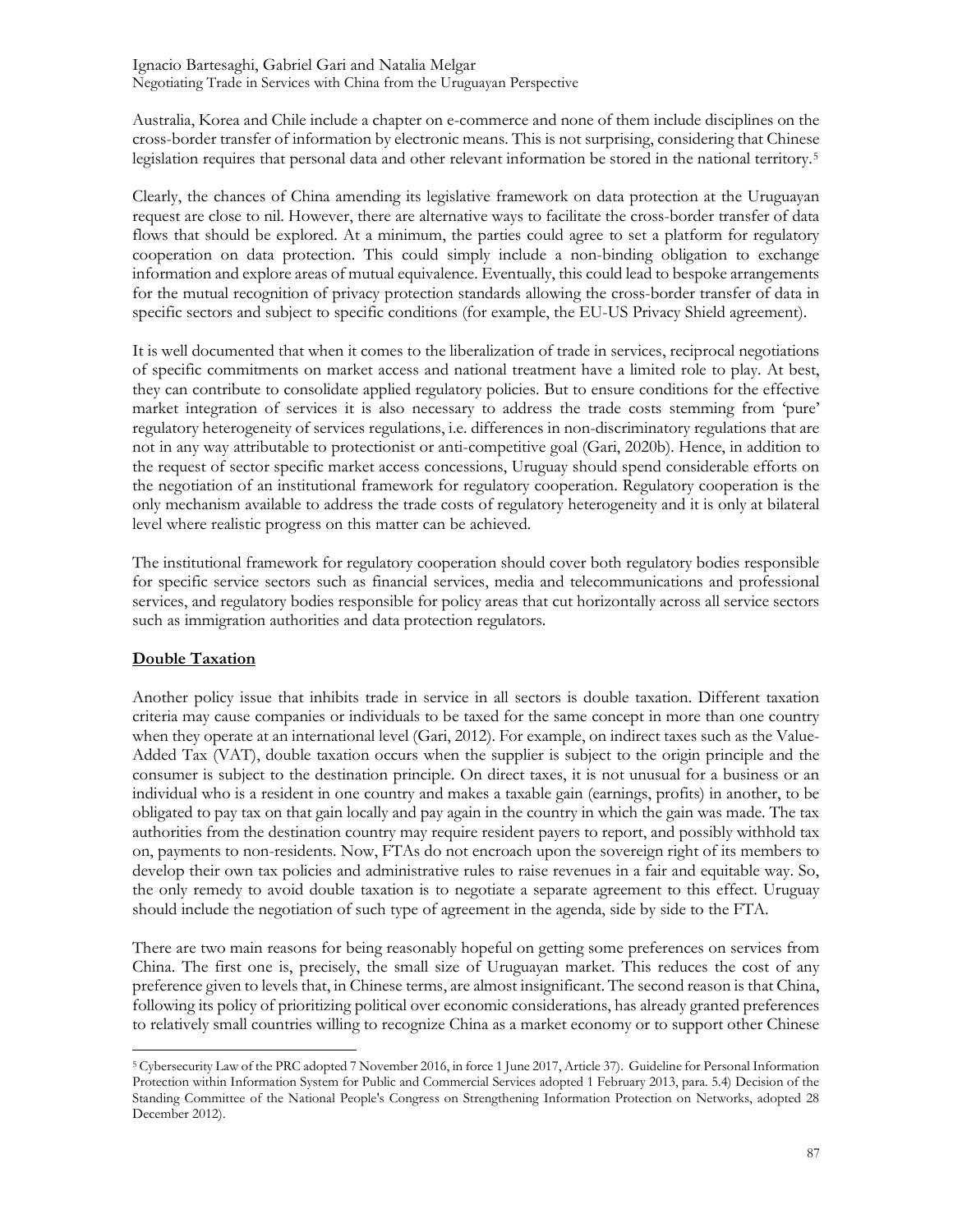Australia, Korea and Chile include a chapter on e-commerce and none of them include disciplines on the cross-border transfer of information by electronic means. This is not surprising, considering that Chinese legislation requires that personal data and other relevant information be stored in the national territory.[5]

Clearly, the chances of China amending its legislative framework on data protection at the Uruguayan request are close to nil. However, there are alternative ways to facilitate the cross-border transfer of data flows that should be explored. At a minimum, the parties could agree to set a platform for regulatory cooperation on data protection. This could simply include a non-binding obligation to exchange information and explore areas of mutual equivalence. Eventually, this could lead to bespoke arrangements for the mutual recognition of privacy protection standards allowing the cross-border transfer of data in specific sectors and subject to specific conditions (for example, the EU-US Privacy Shield agreement).

It is well documented that when it comes to the liberalization of trade in services, reciprocal negotiations of specific commitments on market access and national treatment have a limited role to play. At best, they can contribute to consolidate applied regulatory policies. But to ensure conditions for the effective market integration of services it is also necessary to address the trade costs stemming from 'pure' regulatory heterogeneity of services regulations, i.e. differences in non-discriminatory regulations that are not in any way attributable to protectionist or anti-competitive goal (Gari, 2020b). Hence, in addition to the request of sector specific market access concessions, Uruguay should spend considerable efforts on the negotiation of an institutional framework for regulatory cooperation. Regulatory cooperation is the only mechanism available to address the trade costs of regulatory heterogeneity and it is only at bilateral level where realistic progress on this matter can be achieved.

The institutional framework for regulatory cooperation should cover both regulatory bodies responsible for specific service sectors such as financial services, media and telecommunications and professional services, and regulatory bodies responsible for policy areas that cut horizontally across all service sectors such as immigration authorities and data protection regulators.

## Double Taxation

Another policy issue that inhibits trade in service in all sectors is double taxation. Different taxation criteria may cause companies or individuals to be taxed for the same concept in more than one country when they operate at an international level (Gari, 2012). For example, on indirect taxes such as the Value-Added Tax (VAT), double taxation occurs when the supplier is subject to the origin principle and the consumer is subject to the destination principle. On direct taxes, it is not unusual for a business or an individual who is a resident in one country and makes a taxable gain (earnings, profits) in another, to be obligated to pay tax on that gain locally and pay again in the country in which the gain was made. The tax authorities from the destination country may require resident payers to report, and possibly withhold tax on, payments to non-residents. Now, FTAs do not encroach upon the sovereign right of its members to develop their own tax policies and administrative rules to raise revenues in a fair and equitable way. So, the only remedy to avoid double taxation is to negotiate a separate agreement to this effect. Uruguay should include the negotiation of such type of agreement in the agenda, side by side to the FTA.

There are two main reasons for being reasonably hopeful on getting some preferences on services from China. The first one is, precisely, the small size of Uruguayan market. This reduces the cost of any preference given to levels that, in Chinese terms, are almost insignificant. The second reason is that China, following its policy of prioritizing political over economic considerations, has already granted preferences to relatively small countries willing to recognize China as a market economy or to support other Chinese

[5] Cybersecurity Law of the PRC adopted 7 November 2016, in force 1 June 2017, Article 37). Guideline for Personal Information Protection within Information System for Public and Commercial Services adopted 1 February 2013, para. 5.4) Decision of the Standing Committee of the National People's Congress on Strengthening Information Protection on Networks, adopted 28 December 2012).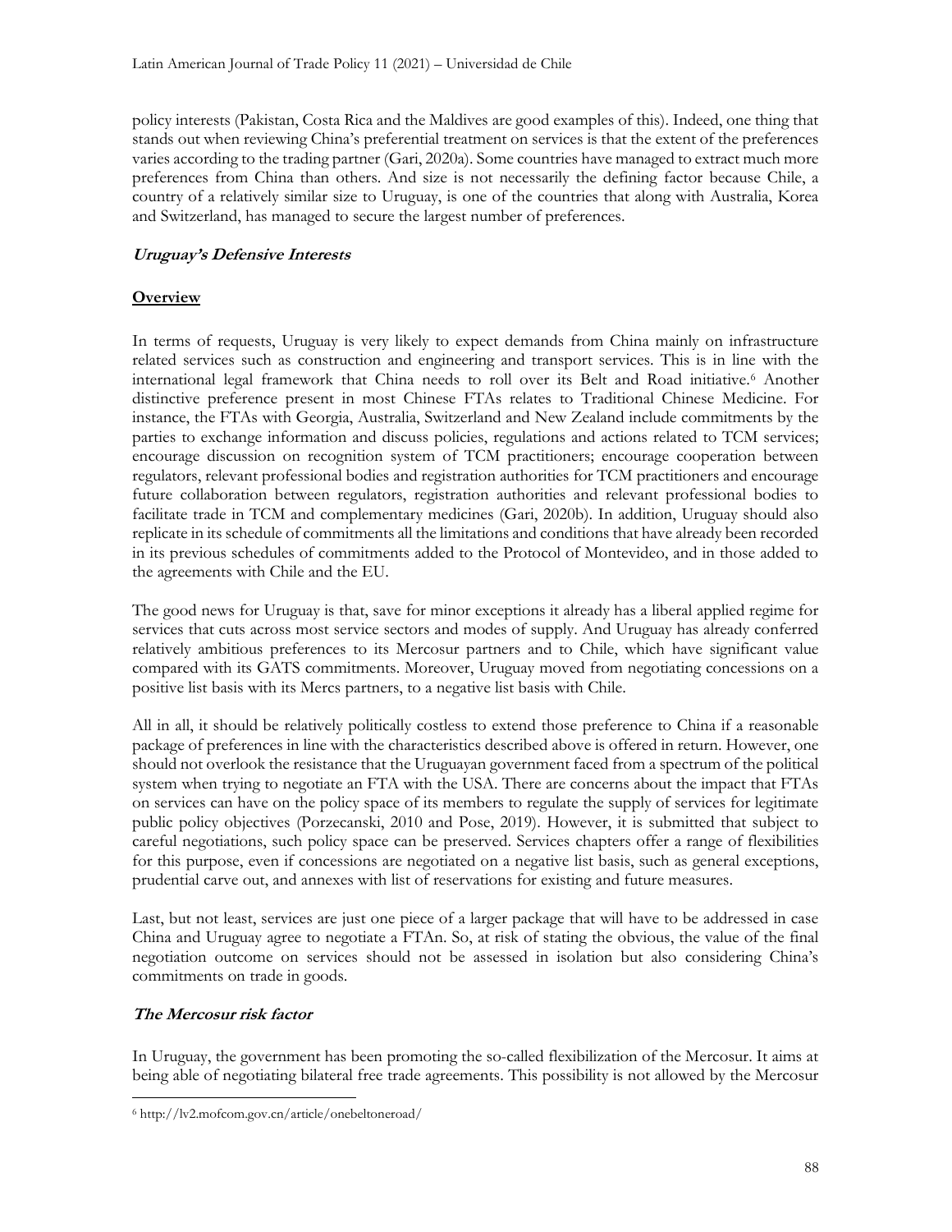policy interests (Pakistan, Costa Rica and the Maldives are good examples of this). Indeed, one thing that stands out when reviewing China's preferential treatment on services is that the extent of the preferences varies according to the trading partner (Gari, 2020a). Some countries have managed to extract much more preferences from China than others. And size is not necessarily the defining factor because Chile, a country of a relatively similar size to Uruguay, is one of the countries that along with Australia, Korea and Switzerland, has managed to secure the largest number of preferences.

### ***Uruguay's Defensive Interests***

#### **Overview**

In terms of requests, Uruguay is very likely to expect demands from China mainly on infrastructure related services such as construction and engineering and transport services. This is in line with the international legal framework that China needs to roll over its Belt and Road initiative.[6] Another distinctive preference present in most Chinese FTAs relates to Traditional Chinese Medicine. For instance, the FTAs with Georgia, Australia, Switzerland and New Zealand include commitments by the parties to exchange information and discuss policies, regulations and actions related to TCM services; encourage discussion on recognition system of TCM practitioners; encourage cooperation between regulators, relevant professional bodies and registration authorities for TCM practitioners and encourage future collaboration between regulators, registration authorities and relevant professional bodies to facilitate trade in TCM and complementary medicines (Gari, 2020b). In addition, Uruguay should also replicate in its schedule of commitments all the limitations and conditions that have already been recorded in its previous schedules of commitments added to the Protocol of Montevideo, and in those added to the agreements with Chile and the EU.

The good news for Uruguay is that, save for minor exceptions it already has a liberal applied regime for services that cuts across most service sectors and modes of supply. And Uruguay has already conferred relatively ambitious preferences to its Mercosur partners and to Chile, which have significant value compared with its GATS commitments. Moreover, Uruguay moved from negotiating concessions on a positive list basis with its Mercs partners, to a negative list basis with Chile.

All in all, it should be relatively politically costless to extend those preference to China if a reasonable package of preferences in line with the characteristics described above is offered in return. However, one should not overlook the resistance that the Uruguayan government faced from a spectrum of the political system when trying to negotiate an FTA with the USA. There are concerns about the impact that FTAs on services can have on the policy space of its members to regulate the supply of services for legitimate public policy objectives (Porzecanski, 2010 and Pose, 2019). However, it is submitted that subject to careful negotiations, such policy space can be preserved. Services chapters offer a range of flexibilities for this purpose, even if concessions are negotiated on a negative list basis, such as general exceptions, prudential carve out, and annexes with list of reservations for existing and future measures.

Last, but not least, services are just one piece of a larger package that will have to be addressed in case China and Uruguay agree to negotiate a FTAn. So, at risk of stating the obvious, the value of the final negotiation outcome on services should not be assessed in isolation but also considering China's commitments on trade in goods.

### ***The Mercosur risk factor***

In Uruguay, the government has been promoting the so-called flexibilization of the Mercosur. It aims at being able of negotiating bilateral free trade agreements. This possibility is not allowed by the Mercosur

[6] http://lv2.mofcom.gov.cn/article/onebeltoneroad/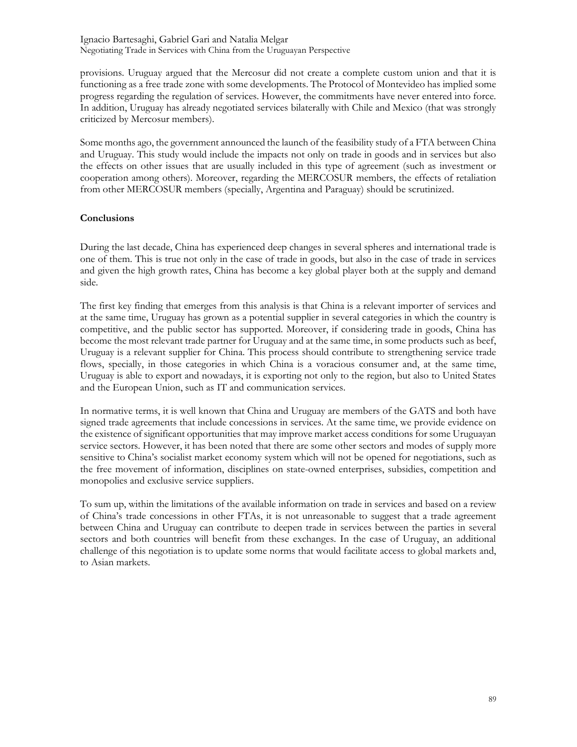provisions. Uruguay argued that the Mercosur did not create a complete custom union and that it is functioning as a free trade zone with some developments. The Protocol of Montevideo has implied some progress regarding the regulation of services. However, the commitments have never entered into force. In addition, Uruguay has already negotiated services bilaterally with Chile and Mexico (that was strongly criticized by Mercosur members).

Some months ago, the government announced the launch of the feasibility study of a FTA between China and Uruguay. This study would include the impacts not only on trade in goods and in services but also the effects on other issues that are usually included in this type of agreement (such as investment or cooperation among others). Moreover, regarding the MERCOSUR members, the effects of retaliation from other MERCOSUR members (specially, Argentina and Paraguay) should be scrutinized.

## Conclusions

During the last decade, China has experienced deep changes in several spheres and international trade is one of them. This is true not only in the case of trade in goods, but also in the case of trade in services and given the high growth rates, China has become a key global player both at the supply and demand side.

The first key finding that emerges from this analysis is that China is a relevant importer of services and at the same time, Uruguay has grown as a potential supplier in several categories in which the country is competitive, and the public sector has supported. Moreover, if considering trade in goods, China has become the most relevant trade partner for Uruguay and at the same time, in some products such as beef, Uruguay is a relevant supplier for China. This process should contribute to strengthening service trade flows, specially, in those categories in which China is a voracious consumer and, at the same time, Uruguay is able to export and nowadays, it is exporting not only to the region, but also to United States and the European Union, such as IT and communication services.

In normative terms, it is well known that China and Uruguay are members of the GATS and both have signed trade agreements that include concessions in services. At the same time, we provide evidence on the existence of significant opportunities that may improve market access conditions for some Uruguayan service sectors. However, it has been noted that there are some other sectors and modes of supply more sensitive to China's socialist market economy system which will not be opened for negotiations, such as the free movement of information, disciplines on state-owned enterprises, subsidies, competition and monopolies and exclusive service suppliers.

To sum up, within the limitations of the available information on trade in services and based on a review of China's trade concessions in other FTAs, it is not unreasonable to suggest that a trade agreement between China and Uruguay can contribute to deepen trade in services between the parties in several sectors and both countries will benefit from these exchanges. In the case of Uruguay, an additional challenge of this negotiation is to update some norms that would facilitate access to global markets and, to Asian markets.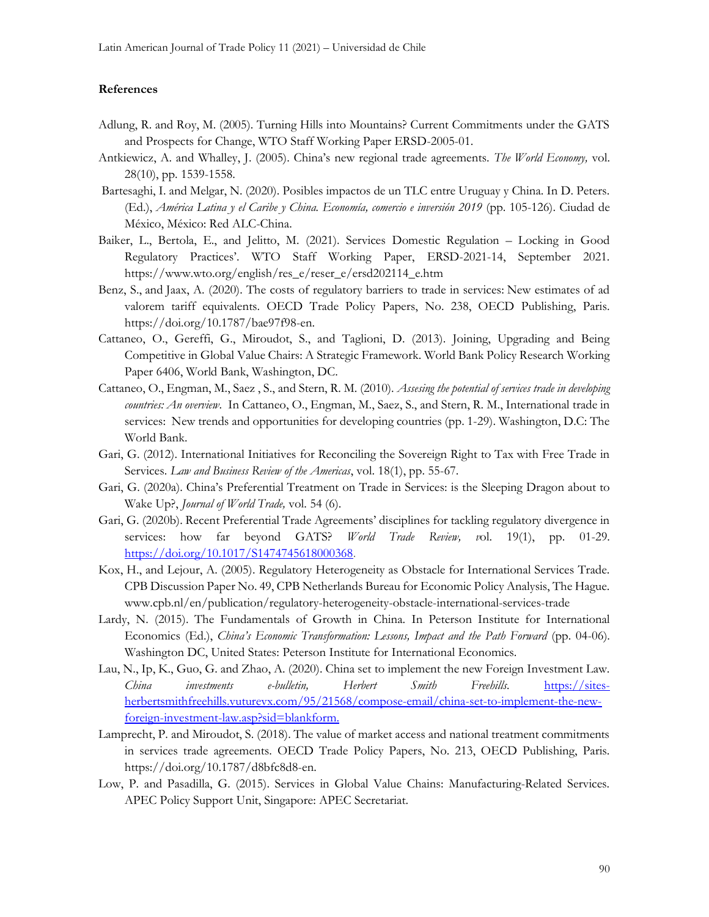## References

Adlung, R. and Roy, M. (2005). Turning Hills into Mountains? Current Commitments under the GATS and Prospects for Change, WTO Staff Working Paper ERSD-2005-01.

Antkiewicz, A. and Whalley, J. (2005). China's new regional trade agreements. *The World Economy,* vol. 28(10), pp. 1539-1558.

Bartesaghi, I. and Melgar, N. (2020). Posibles impactos de un TLC entre Uruguay y China. In D. Peters. (Ed.), *América Latina y el Caribe y China. Economía, comercio e inversión 2019* (pp. 105-126). Ciudad de México, México: Red ALC-China.

Baiker, L., Bertola, E., and Jelitto, M. (2021). Services Domestic Regulation – Locking in Good Regulatory Practices'. WTO Staff Working Paper, ERSD-2021-14, September 2021. https://www.wto.org/english/res_e/reser_e/ersd202114_e.htm

Benz, S., and Jaax, A. (2020). The costs of regulatory barriers to trade in services: New estimates of ad valorem tariff equivalents. OECD Trade Policy Papers, No. 238, OECD Publishing, Paris. https://doi.org/10.1787/bae97f98-en.

Cattaneo, O., Gereffi, G., Miroudot, S., and Taglioni, D. (2013). Joining, Upgrading and Being Competitive in Global Value Chairs: A Strategic Framework. World Bank Policy Research Working Paper 6406, World Bank, Washington, DC.

Cattaneo, O., Engman, M., Saez , S., and Stern, R. M. (2010). *Assesing the potential of services trade in developing countries: An overview*. In Cattaneo, O., Engman, M., Saez, S., and Stern, R. M., International trade in services: New trends and opportunities for developing countries (pp. 1-29). Washington, D.C: The World Bank.

Gari, G. (2012). International Initiatives for Reconciling the Sovereign Right to Tax with Free Trade in Services. *Law and Business Review of the Americas*, vol. 18(1), pp. 55-67.

Gari, G. (2020a). China's Preferential Treatment on Trade in Services: is the Sleeping Dragon about to Wake Up?, *Journal of World Trade,* vol. 54 (6).

Gari, G. (2020b). Recent Preferential Trade Agreements' disciplines for tackling regulatory divergence in services: how far beyond GATS? *World Trade Review, v*ol. 19(1), pp. 01-29. https://doi.org/10.1017/S1474745618000368.

Kox, H., and Lejour, A. (2005). Regulatory Heterogeneity as Obstacle for International Services Trade. CPB Discussion Paper No. 49, CPB Netherlands Bureau for Economic Policy Analysis, The Hague. www.cpb.nl/en/publication/regulatory-heterogeneity-obstacle-international-services-trade

Lardy, N. (2015). The Fundamentals of Growth in China. In Peterson Institute for International Economics (Ed.), *China's Economic Transformation: Lessons, Impact and the Path Forward* (pp. 04-06). Washington DC, United States: Peterson Institute for International Economics.

Lau, N., Ip, K., Guo, G. and Zhao, A. (2020). China set to implement the new Foreign Investment Law. *China investments e-bulletin, Herbert Smith Freehills.* https://sites-herbertsmithfreehills.vuturevx.com/95/21568/compose-email/china-set-to-implement-the-new-foreign-investment-law.asp?sid=blankform.

Lamprecht, P. and Miroudot, S. (2018). The value of market access and national treatment commitments in services trade agreements. OECD Trade Policy Papers, No. 213, OECD Publishing, Paris. https://doi.org/10.1787/d8bfc8d8-en.

Low, P. and Pasadilla, G. (2015). Services in Global Value Chains: Manufacturing-Related Services. APEC Policy Support Unit, Singapore: APEC Secretariat.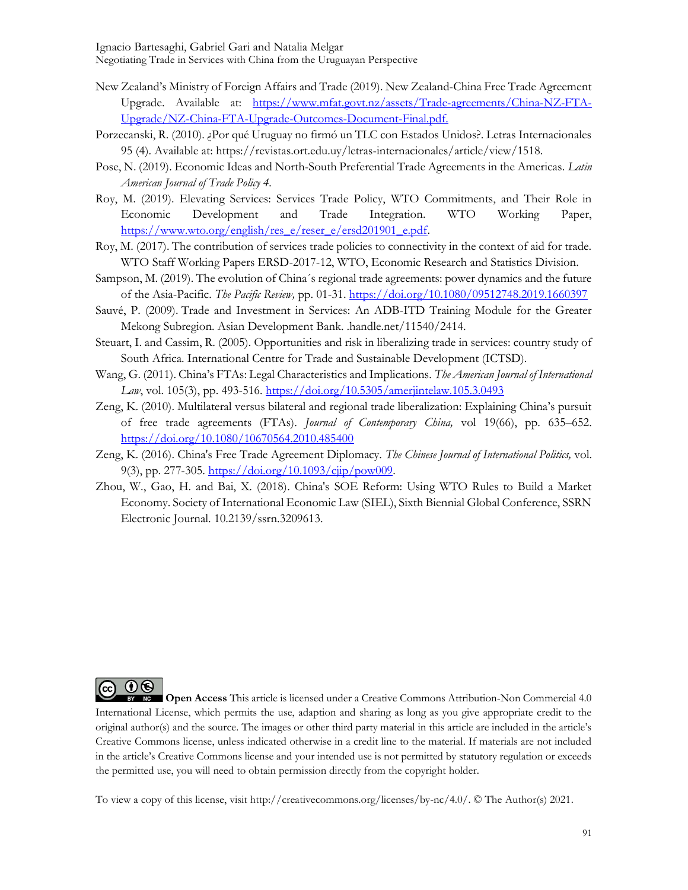New Zealand's Ministry of Foreign Affairs and Trade (2019). New Zealand-China Free Trade Agreement Upgrade. Available at: https://www.mfat.govt.nz/assets/Trade-agreements/China-NZ-FTA-Upgrade/NZ-China-FTA-Upgrade-Outcomes-Document-Final.pdf.

Porzecanski, R. (2010). ¿Por qué Uruguay no firmó un TLC con Estados Unidos?. Letras Internacionales 95 (4). Available at: https://revistas.ort.edu.uy/letras-internacionales/article/view/1518.

Pose, N. (2019). Economic Ideas and North-South Preferential Trade Agreements in the Americas. *Latin American Journal of Trade Policy 4*.

Roy, M. (2019). Elevating Services: Services Trade Policy, WTO Commitments, and Their Role in Economic Development and Trade Integration. WTO Working Paper, https://www.wto.org/english/res_e/reser_e/ersd201901_e.pdf.

Roy, M. (2017). The contribution of services trade policies to connectivity in the context of aid for trade. WTO Staff Working Papers ERSD-2017-12, WTO, Economic Research and Statistics Division.

Sampson, M. (2019). The evolution of China´s regional trade agreements: power dynamics and the future of the Asia-Pacific. *The Pacific Review,* pp. 01-31. https://doi.org/10.1080/09512748.2019.1660397

Sauvé, P. (2009). Trade and Investment in Services: An ADB-ITD Training Module for the Greater Mekong Subregion. Asian Development Bank. .handle.net/11540/2414.

Steuart, I. and Cassim, R. (2005). Opportunities and risk in liberalizing trade in services: country study of South Africa. International Centre for Trade and Sustainable Development (ICTSD).

Wang, G. (2011). China's FTAs: Legal Characteristics and Implications. *The American Journal of International Law*, vol. 105(3), pp. 493-516. https://doi.org/10.5305/amerjintelaw.105.3.0493

Zeng, K. (2010). Multilateral versus bilateral and regional trade liberalization: Explaining China's pursuit of free trade agreements (FTAs). *Journal of Contemporary China,* vol 19(66), pp. 635–652. https://doi.org/10.1080/10670564.2010.485400

Zeng, K. (2016). China's Free Trade Agreement Diplomacy. *The Chinese Journal of International Politics,* vol. 9(3), pp. 277-305. https://doi.org/10.1093/cjip/pow009.

Zhou, W., Gao, H. and Bai, X. (2018). China's SOE Reform: Using WTO Rules to Build a Market Economy. Society of International Economic Law (SIEL), Sixth Biennial Global Conference, SSRN Electronic Journal. 10.2139/ssrn.3209613.

**Open Access** This article is licensed under a Creative Commons Attribution-Non Commercial 4.0 International License, which permits the use, adaption and sharing as long as you give appropriate credit to the original author(s) and the source. The images or other third party material in this article are included in the article's Creative Commons license, unless indicated otherwise in a credit line to the material. If materials are not included in the article's Creative Commons license and your intended use is not permitted by statutory regulation or exceeds the permitted use, you will need to obtain permission directly from the copyright holder.

To view a copy of this license, visit http://creativecommons.org/licenses/by-nc/4.0/. © The Author(s) 2021.